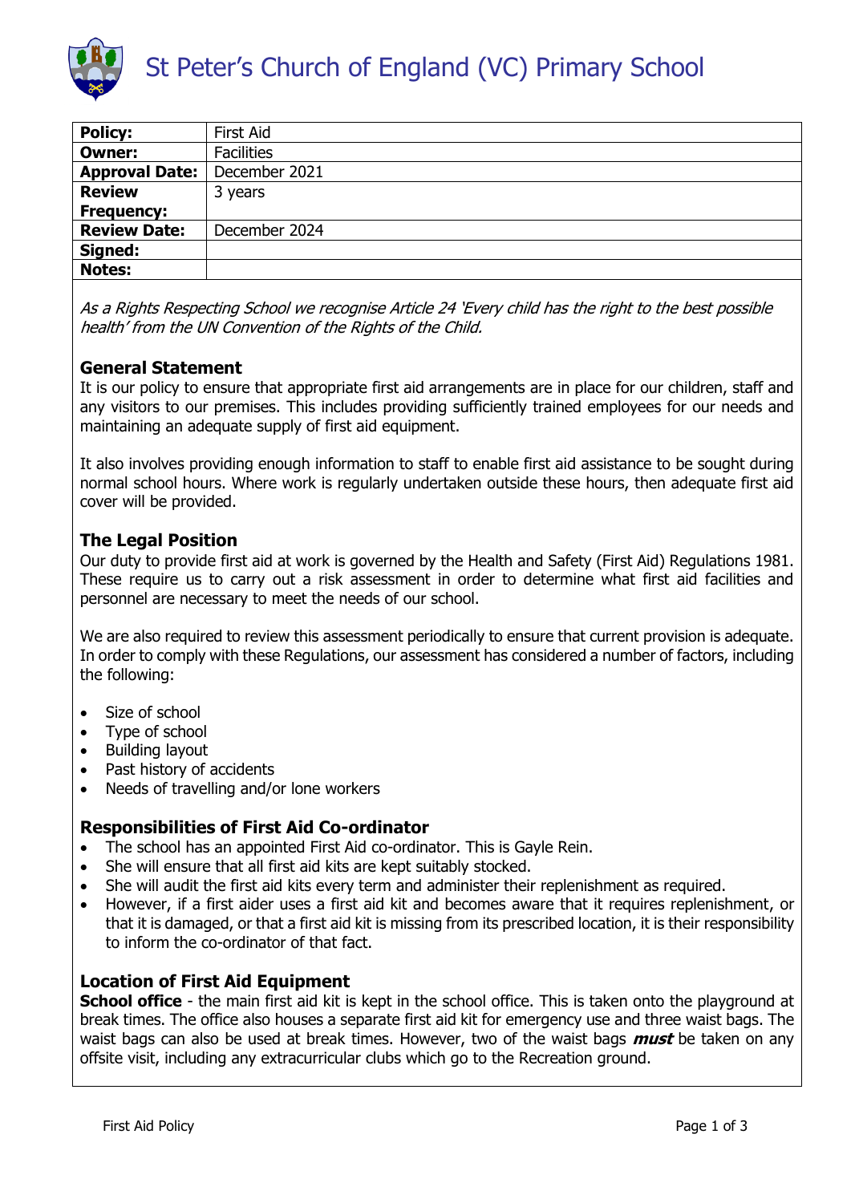# St Peter's Church of England (VC) Primary School

| **Policy:** | First Aid |
|---|---|
| **Owner:** | Facilities |
| **Approval Date:** | December 2021 |
| **Review Frequency:** | 3 years |
| **Review Date:** | December 2024 |
| **Signed:** | |
| **Notes:** | |

*As a Rights Respecting School we recognise Article 24 'Every child has the right to the best possible health' from the UN Convention of the Rights of the Child.*

## General Statement

It is our policy to ensure that appropriate first aid arrangements are in place for our children, staff and any visitors to our premises. This includes providing sufficiently trained employees for our needs and maintaining an adequate supply of first aid equipment.

It also involves providing enough information to staff to enable first aid assistance to be sought during normal school hours. Where work is regularly undertaken outside these hours, then adequate first aid cover will be provided.

## The Legal Position

Our duty to provide first aid at work is governed by the Health and Safety (First Aid) Regulations 1981. These require us to carry out a risk assessment in order to determine what first aid facilities and personnel are necessary to meet the needs of our school.

We are also required to review this assessment periodically to ensure that current provision is adequate. In order to comply with these Regulations, our assessment has considered a number of factors, including the following:

- Size of school
- Type of school
- Building layout
- Past history of accidents
- Needs of travelling and/or lone workers

## Responsibilities of First Aid Co-ordinator

- The school has an appointed First Aid co-ordinator. This is Gayle Rein.
- She will ensure that all first aid kits are kept suitably stocked.
- She will audit the first aid kits every term and administer their replenishment as required.
- However, if a first aider uses a first aid kit and becomes aware that it requires replenishment, or that it is damaged, or that a first aid kit is missing from its prescribed location, it is their responsibility to inform the co-ordinator of that fact.

## Location of First Aid Equipment

**School office** - the main first aid kit is kept in the school office. This is taken onto the playground at break times. The office also houses a separate first aid kit for emergency use and three waist bags. The waist bags can also be used at break times. However, two of the waist bags ***must*** be taken on any offsite visit, including any extracurricular clubs which go to the Recreation ground.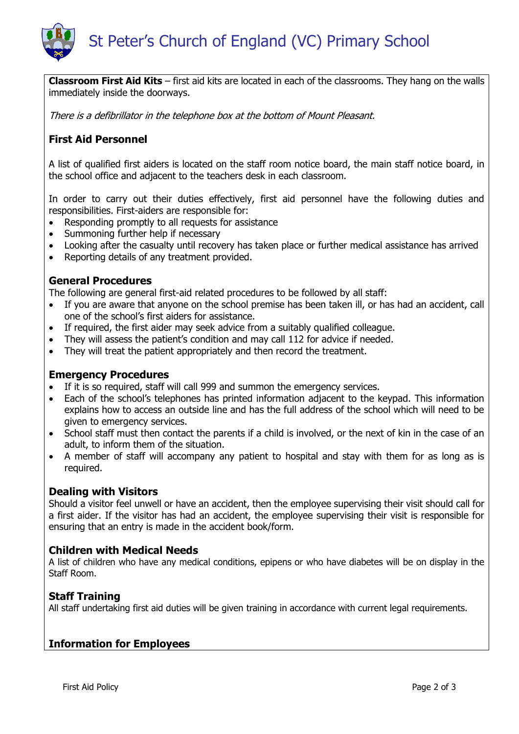**Classroom First Aid Kits** – first aid kits are located in each of the classrooms. They hang on the walls immediately inside the doorways.

*There is a defibrillator in the telephone box at the bottom of Mount Pleasant.*

### First Aid Personnel

A list of qualified first aiders is located on the staff room notice board, the main staff notice board, in the school office and adjacent to the teachers desk in each classroom.

In order to carry out their duties effectively, first aid personnel have the following duties and responsibilities. First-aiders are responsible for:

- Responding promptly to all requests for assistance
- Summoning further help if necessary
- Looking after the casualty until recovery has taken place or further medical assistance has arrived
- Reporting details of any treatment provided.

### General Procedures

The following are general first-aid related procedures to be followed by all staff:

- If you are aware that anyone on the school premise has been taken ill, or has had an accident, call one of the school's first aiders for assistance.
- If required, the first aider may seek advice from a suitably qualified colleague.
- They will assess the patient's condition and may call 112 for advice if needed.
- They will treat the patient appropriately and then record the treatment.

### Emergency Procedures

- If it is so required, staff will call 999 and summon the emergency services.
- Each of the school's telephones has printed information adjacent to the keypad. This information explains how to access an outside line and has the full address of the school which will need to be given to emergency services.
- School staff must then contact the parents if a child is involved, or the next of kin in the case of an adult, to inform them of the situation.
- A member of staff will accompany any patient to hospital and stay with them for as long as is required.

### Dealing with Visitors

Should a visitor feel unwell or have an accident, then the employee supervising their visit should call for a first aider. If the visitor has had an accident, the employee supervising their visit is responsible for ensuring that an entry is made in the accident book/form.

### Children with Medical Needs

A list of children who have any medical conditions, epipens or who have diabetes will be on display in the Staff Room.

### Staff Training

All staff undertaking first aid duties will be given training in accordance with current legal requirements.

### Information for Employees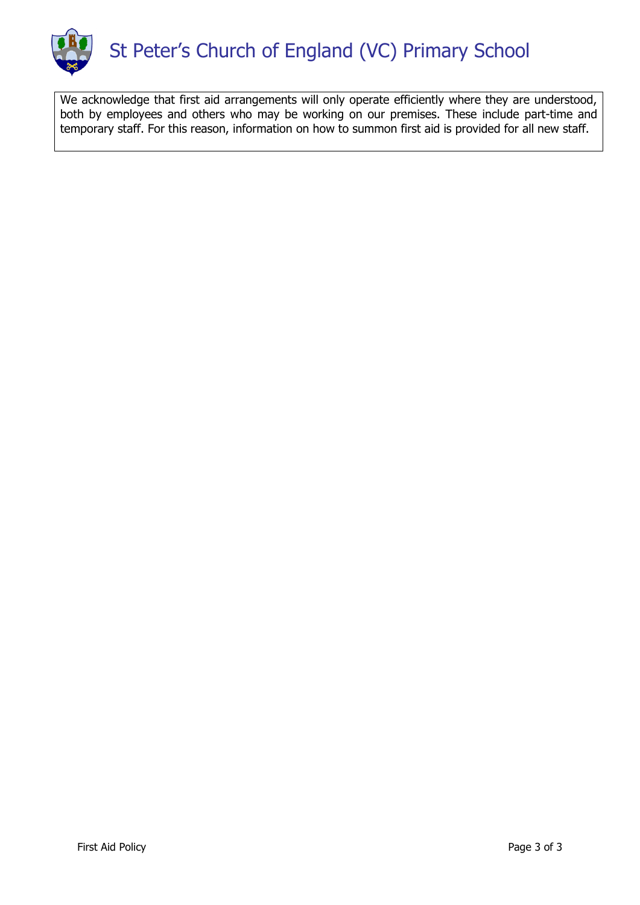We acknowledge that first aid arrangements will only operate efficiently where they are understood, both by employees and others who may be working on our premises. These include part-time and temporary staff. For this reason, information on how to summon first aid is provided for all new staff.